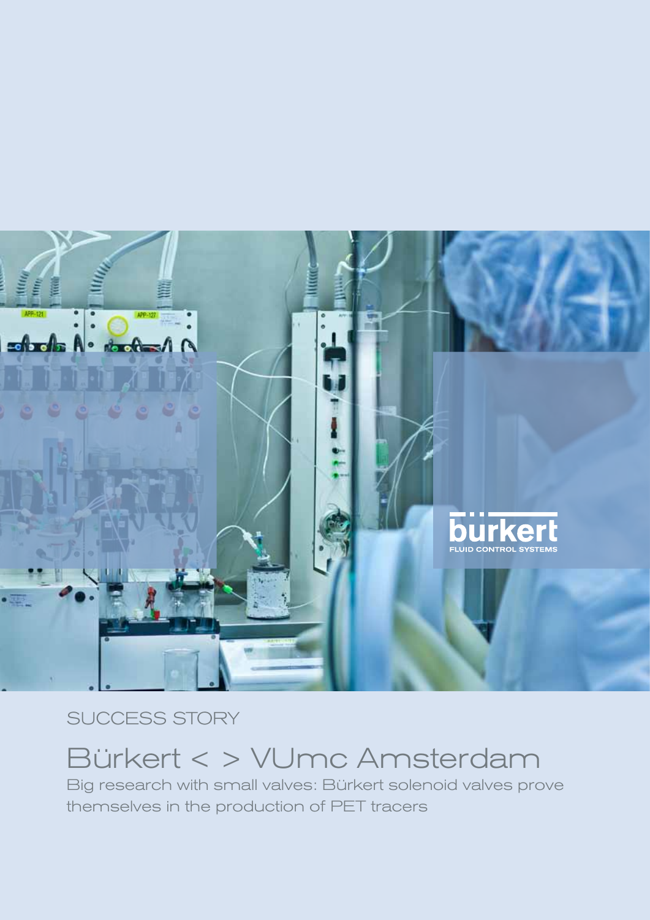SUCCESS STORY

# Bürkert < > VUmc Amsterdam

Big research with small valves: Bürkert solenoid valves prove themselves in the production of PET tracers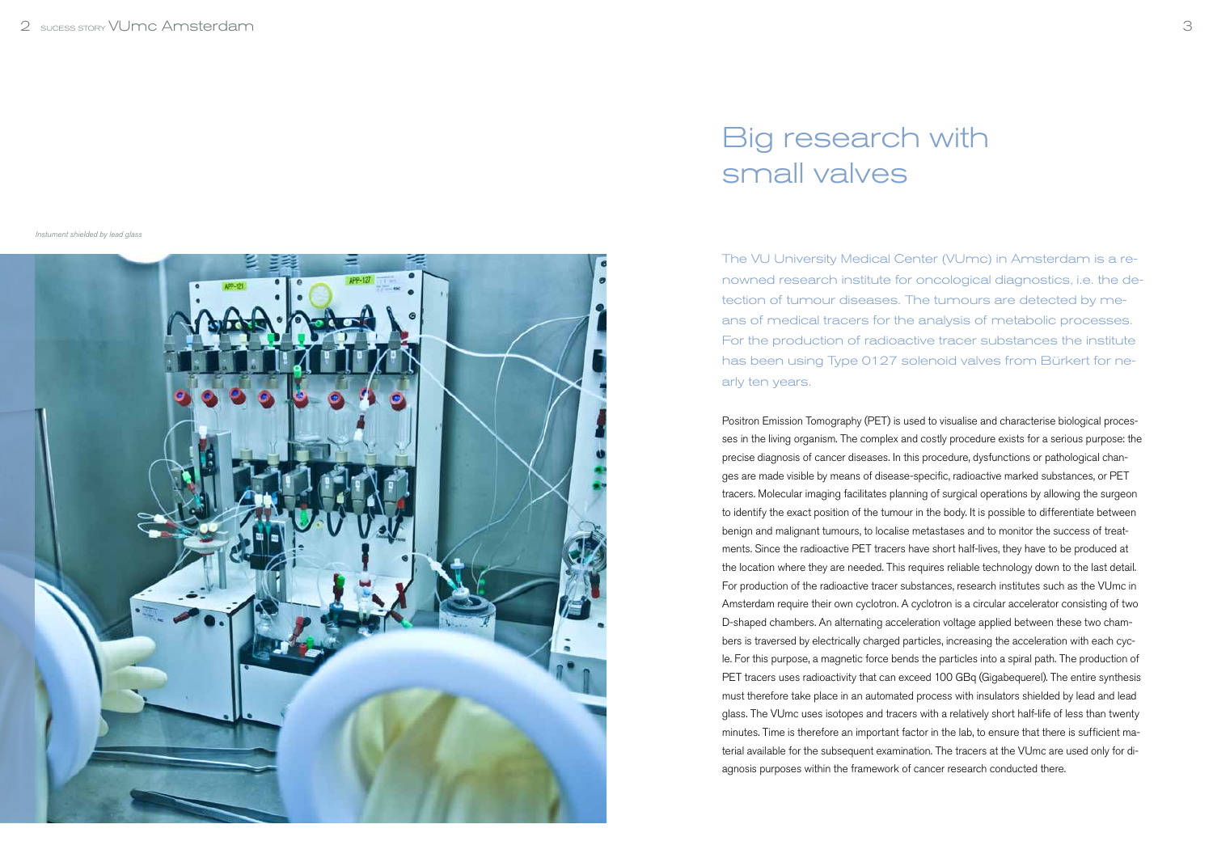*Instument shielded by lead glass*

# Big research with small valves

The VU University Medical Center (VUmc) in Amsterdam is a renowned research institute for oncological diagnostics, i.e. the detection of tumour diseases. The tumours are detected by means of medical tracers for the analysis of metabolic processes. For the production of radioactive tracer substances the institute has been using Type 0127 solenoid valves from Bürkert for nearly ten years.

Positron Emission Tomography (PET) is used to visualise and characterise biological processes in the living organism. The complex and costly procedure exists for a serious purpose: the precise diagnosis of cancer diseases. In this procedure, dysfunctions or pathological changes are made visible by means of disease-specific, radioactive marked substances, or PET tracers. Molecular imaging facilitates planning of surgical operations by allowing the surgeon to identify the exact position of the tumour in the body. It is possible to differentiate between benign and malignant tumours, to localise metastases and to monitor the success of treatments. Since the radioactive PET tracers have short half-lives, they have to be produced at the location where they are needed. This requires reliable technology down to the last detail. For production of the radioactive tracer substances, research institutes such as the VUmc in Amsterdam require their own cyclotron. A cyclotron is a circular accelerator consisting of two D-shaped chambers. An alternating acceleration voltage applied between these two chambers is traversed by electrically charged particles, increasing the acceleration with each cycle. For this purpose, a magnetic force bends the particles into a spiral path. The production of PET tracers uses radioactivity that can exceed 100 GBq (Gigabequerel). The entire synthesis must therefore take place in an automated process with insulators shielded by lead and lead glass. The VUmc uses isotopes and tracers with a relatively short half-life of less than twenty minutes. Time is therefore an important factor in the lab, to ensure that there is sufficient material available for the subsequent examination. The tracers at the VUmc are used only for diagnosis purposes within the framework of cancer research conducted there.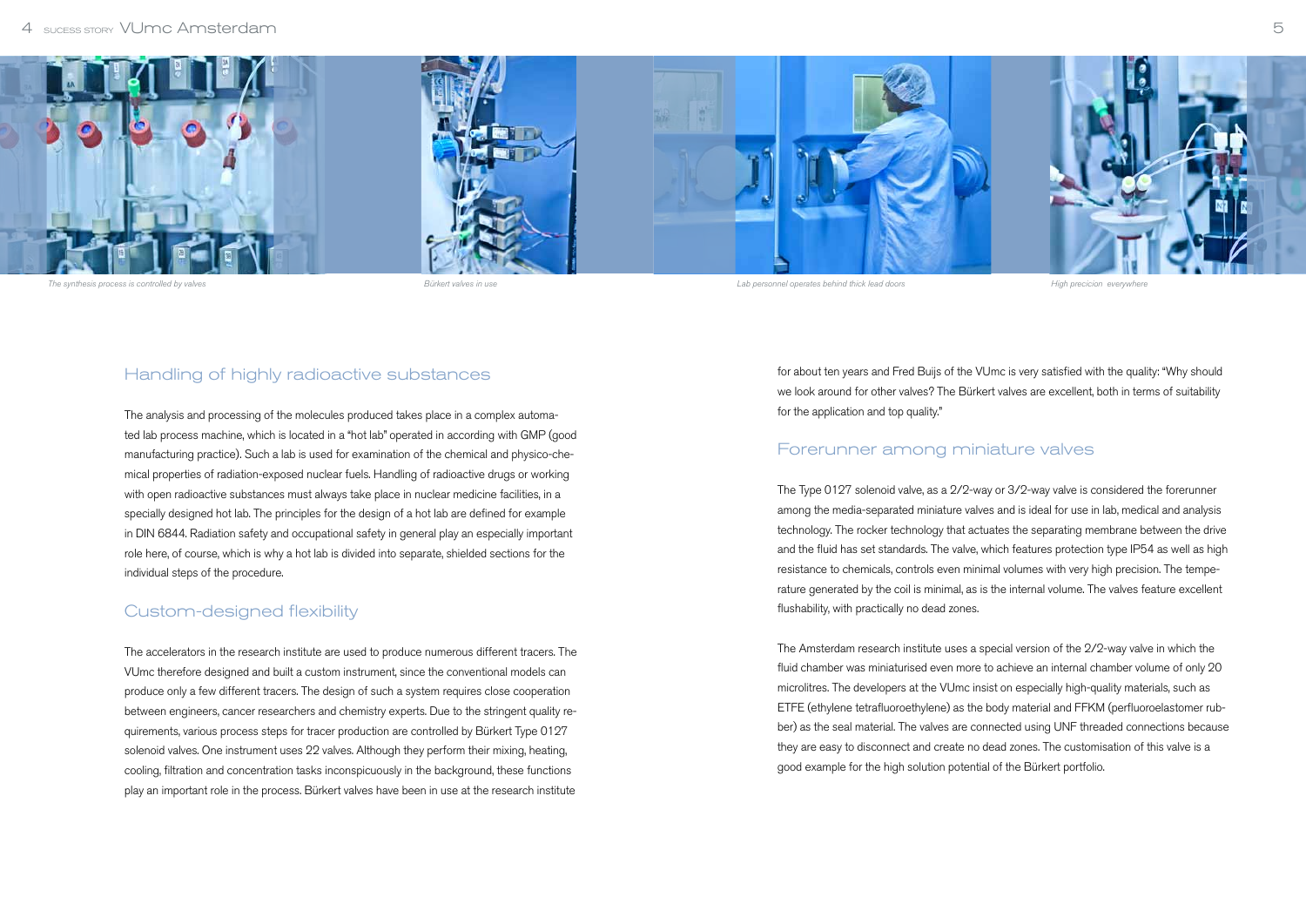*The synthesis process is controlled by valves*

*Bürkert valves in use*

*Lab personnel operates behind thick lead doors*

*High precicion everywhere*

## Handling of highly radioactive substances

The analysis and processing of the molecules produced takes place in a complex automated lab process machine, which is located in a "hot lab" operated in according with GMP (good manufacturing practice). Such a lab is used for examination of the chemical and physico-chemical properties of radiation-exposed nuclear fuels. Handling of radioactive drugs or working with open radioactive substances must always take place in nuclear medicine facilities, in a specially designed hot lab. The principles for the design of a hot lab are defined for example in DIN 6844. Radiation safety and occupational safety in general play an especially important role here, of course, which is why a hot lab is divided into separate, shielded sections for the individual steps of the procedure.

## Custom-designed flexibility

The accelerators in the research institute are used to produce numerous different tracers. The VUmc therefore designed and built a custom instrument, since the conventional models can produce only a few different tracers. The design of such a system requires close cooperation between engineers, cancer researchers and chemistry experts. Due to the stringent quality requirements, various process steps for tracer production are controlled by Bürkert Type 0127 solenoid valves. One instrument uses 22 valves. Although they perform their mixing, heating, cooling, filtration and concentration tasks inconspicuously in the background, these functions play an important role in the process. Bürkert valves have been in use at the research institute for about ten years and Fred Buijs of the VUmc is very satisfied with the quality: "Why should we look around for other valves? The Bürkert valves are excellent, both in terms of suitability for the application and top quality."

## Forerunner among miniature valves

The Type 0127 solenoid valve, as a 2/2-way or 3/2-way valve is considered the forerunner among the media-separated miniature valves and is ideal for use in lab, medical and analysis technology. The rocker technology that actuates the separating membrane between the drive and the fluid has set standards. The valve, which features protection type IP54 as well as high resistance to chemicals, controls even minimal volumes with very high precision. The temperature generated by the coil is minimal, as is the internal volume. The valves feature excellent flushability, with practically no dead zones.

The Amsterdam research institute uses a special version of the 2/2-way valve in which the fluid chamber was miniaturised even more to achieve an internal chamber volume of only 20 microlitres. The developers at the VUmc insist on especially high-quality materials, such as ETFE (ethylene tetrafluoroethylene) as the body material and FFKM (perfluoroelastomer rubber) as the seal material. The valves are connected using UNF threaded connections because they are easy to disconnect and create no dead zones. The customisation of this valve is a good example for the high solution potential of the Bürkert portfolio.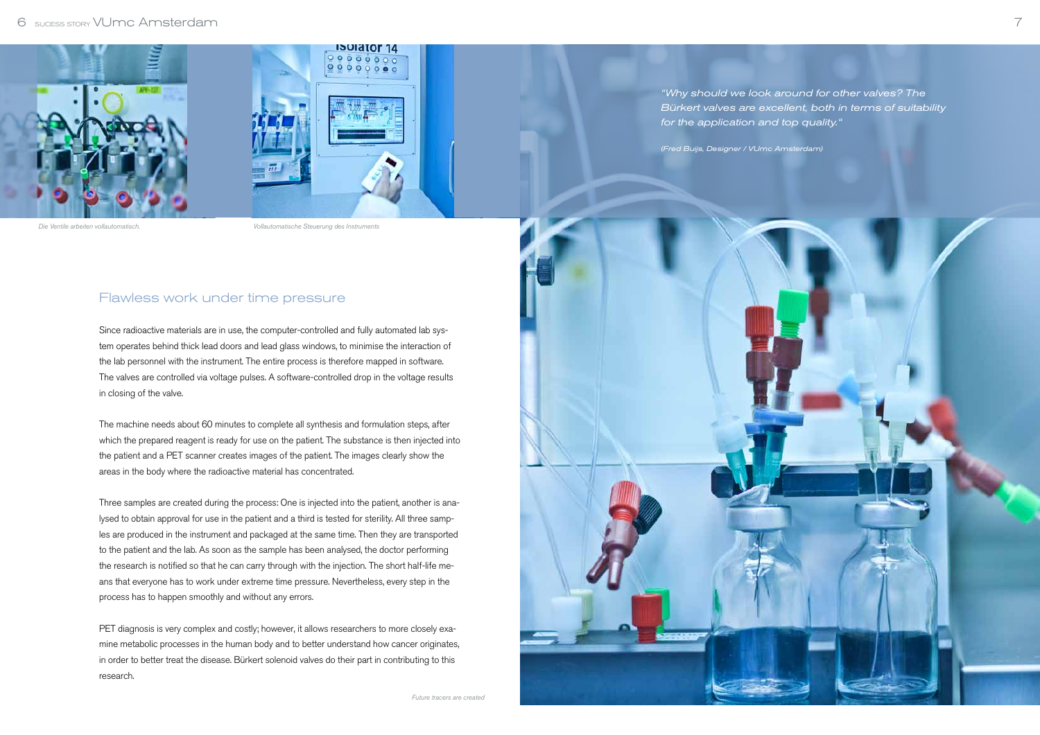Die Ventile arbeiten vollautomatisch.

Vollautomatische Steuerung des Instruments

*"Why should we look around for other valves? The Bürkert valves are excellent, both in terms of suitability for the application and top quality."*

*(Fred Buijs, Designer / VUmc Amsterdam)*

## Flawless work under time pressure

Since radioactive materials are in use, the computer-controlled and fully automated lab system operates behind thick lead doors and lead glass windows, to minimise the interaction of the lab personnel with the instrument. The entire process is therefore mapped in software. The valves are controlled via voltage pulses. A software-controlled drop in the voltage results in closing of the valve.

The machine needs about 60 minutes to complete all synthesis and formulation steps, after which the prepared reagent is ready for use on the patient. The substance is then injected into the patient and a PET scanner creates images of the patient. The images clearly show the areas in the body where the radioactive material has concentrated.

Three samples are created during the process: One is injected into the patient, another is analysed to obtain approval for use in the patient and a third is tested for sterility. All three samples are produced in the instrument and packaged at the same time. Then they are transported to the patient and the lab. As soon as the sample has been analysed, the doctor performing the research is notified so that he can carry through with the injection. The short half-life means that everyone has to work under extreme time pressure. Nevertheless, every step in the process has to happen smoothly and without any errors.

PET diagnosis is very complex and costly; however, it allows researchers to more closely examine metabolic processes in the human body and to better understand how cancer originates, in order to better treat the disease. Bürkert solenoid valves do their part in contributing to this research.

Future tracers are created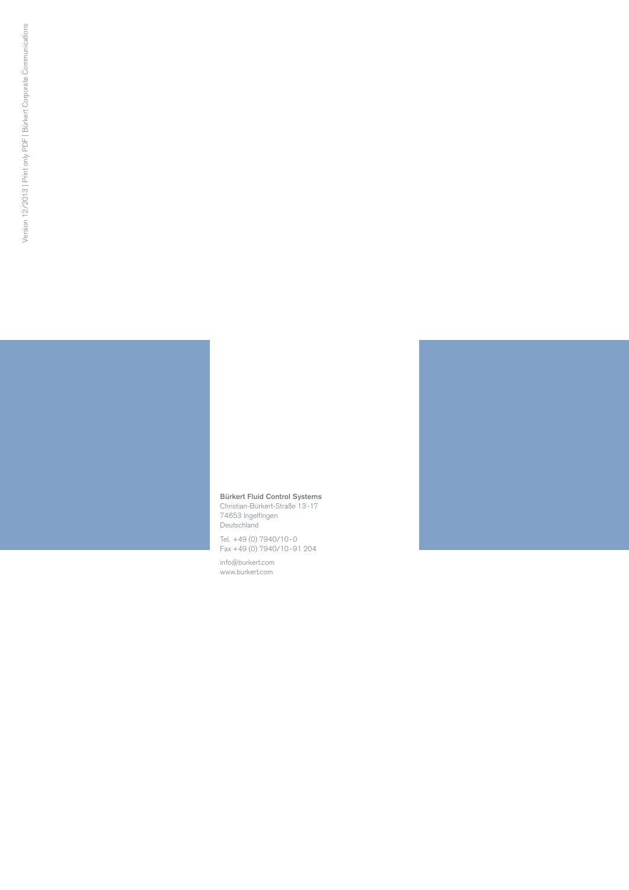Version 12/2013 | Print only PDF | Bürkert Corporate Communications

**Bürkert Fluid Control Systems**
Christian-Bürkert-Straße 13-17
74653 Ingelfingen
Deutschland

Tel. +49 (0) 7940/10-0
Fax +49 (0) 7940/10-91 204

info@burkert.com
www.burkert.com